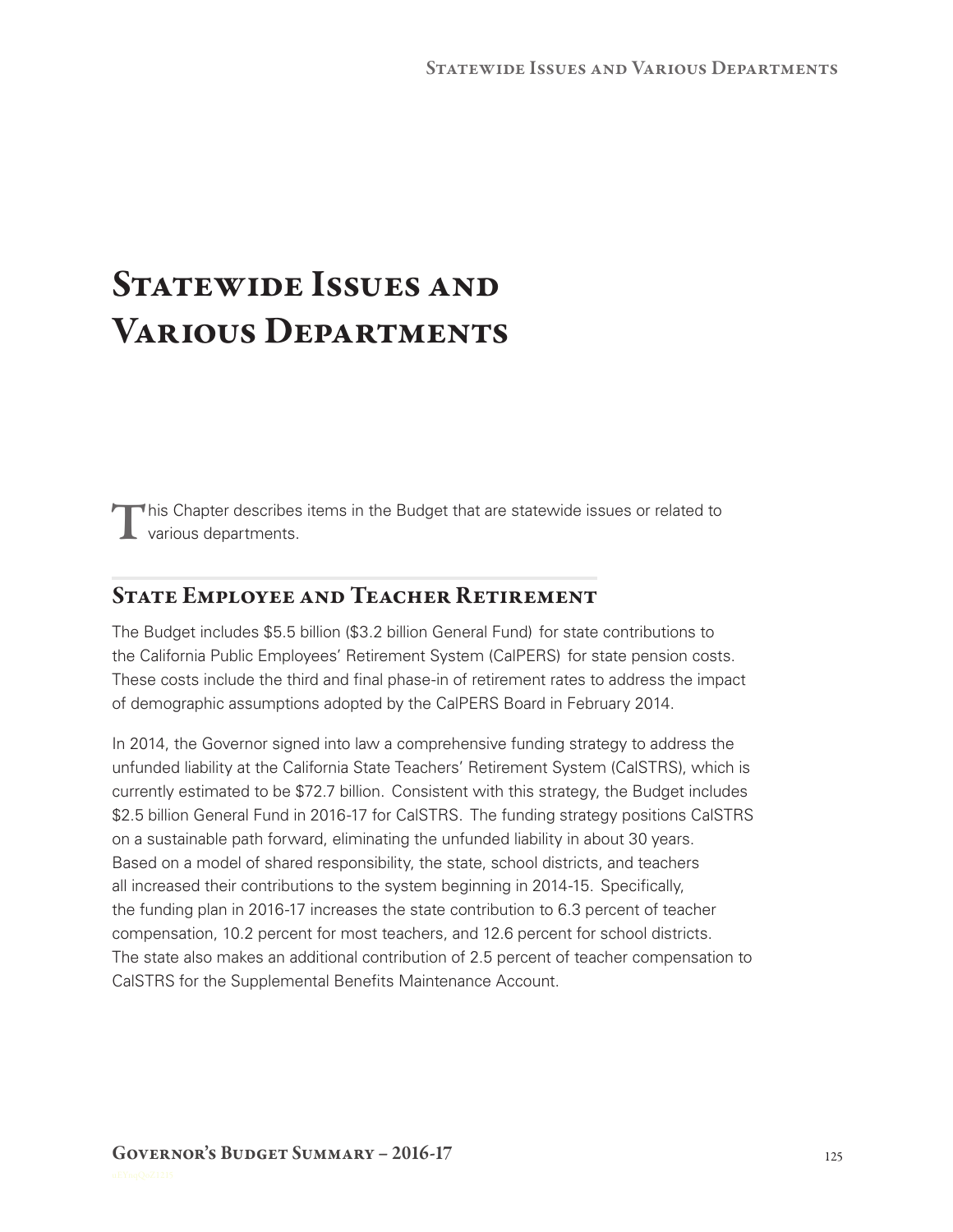# Statewide Issues and Various Departments

This Chapter describes items in the Budget that are statewide issues or related to various departments.

## State Employee and Teacher Retirement

The Budget includes $5.5 billion ($3.2 billion General Fund) for state contributions to the California Public Employees' Retirement System (CalPERS) for state pension costs. These costs include the third and final phase-in of retirement rates to address the impact of demographic assumptions adopted by the CalPERS Board in February 2014.

In 2014, the Governor signed into law a comprehensive funding strategy to address the unfunded liability at the California State Teachers' Retirement System (CalSTRS), which is currently estimated to be $72.7 billion. Consistent with this strategy, the Budget includes $2.5 billion General Fund in 2016-17 for CalSTRS. The funding strategy positions CalSTRS on a sustainable path forward, eliminating the unfunded liability in about 30 years. Based on a model of shared responsibility, the state, school districts, and teachers all increased their contributions to the system beginning in 2014-15. Specifically, the funding plan in 2016-17 increases the state contribution to 6.3 percent of teacher compensation, 10.2 percent for most teachers, and 12.6 percent for school districts. The state also makes an additional contribution of 2.5 percent of teacher compensation to CalSTRS for the Supplemental Benefits Maintenance Account.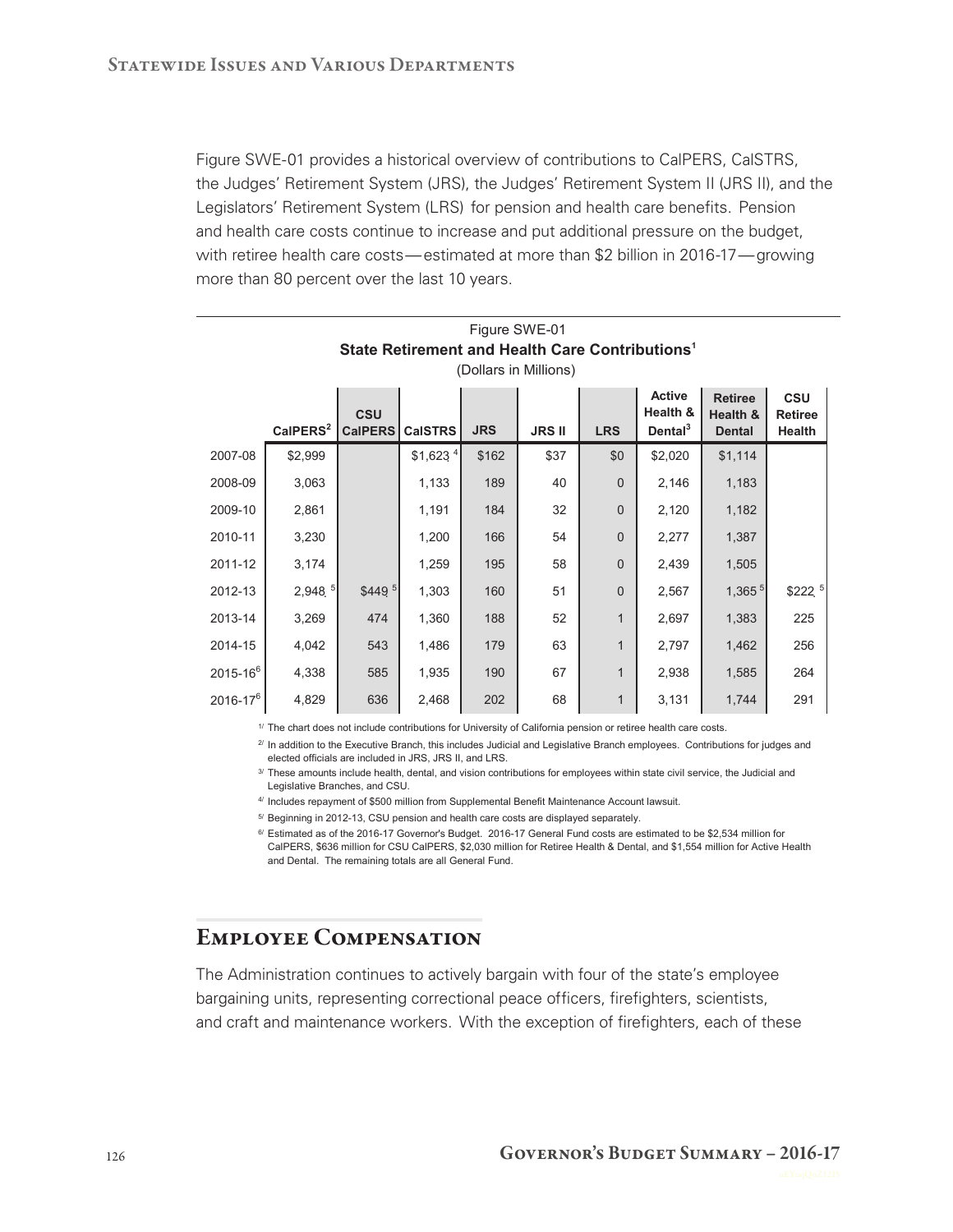Figure SWE-01 provides a historical overview of contributions to CalPERS, CalSTRS, the Judges' Retirement System (JRS), the Judges' Retirement System II (JRS II), and the Legislators' Retirement System (LRS) for pension and health care benefits. Pension and health care costs continue to increase and put additional pressure on the budget, with retiree health care costs—estimated at more than $2 billion in 2016-17—growing more than 80 percent over the last 10 years.

Figure SWE-01
**State Retirement and Health Care Contributions[1]**
(Dollars in Millions)

| | CalPERS[2] | CSU CalPERS | CalSTRS | JRS | JRS II | LRS | Active Health & Dental[3] | Retiree Health & Dental | CSU Retiree Health |
|---|---|---|---|---|---|---|---|---|---|
| 2007-08 | $2,999 | | $1,623[4] | $162 | $37 | $0 | $2,020 | $1,114 | |
| 2008-09 | 3,063 | | 1,133 | 189 | 40 | 0 | 2,146 | 1,183 | |
| 2009-10 | 2,861 | | 1,191 | 184 | 32 | 0 | 2,120 | 1,182 | |
| 2010-11 | 3,230 | | 1,200 | 166 | 54 | 0 | 2,277 | 1,387 | |
| 2011-12 | 3,174 | | 1,259 | 195 | 58 | 0 | 2,439 | 1,505 | |
| 2012-13 | 2,948[5] | $449[5] | 1,303 | 160 | 51 | 0 | 2,567 | 1,365[5] | $222[5] |
| 2013-14 | 3,269 | 474 | 1,360 | 188 | 52 | 1 | 2,697 | 1,383 | 225 |
| 2014-15 | 4,042 | 543 | 1,486 | 179 | 63 | 1 | 2,797 | 1,462 | 256 |
| 2015-16[6] | 4,338 | 585 | 1,935 | 190 | 67 | 1 | 2,938 | 1,585 | 264 |
| 2016-17[6] | 4,829 | 636 | 2,468 | 202 | 68 | 1 | 3,131 | 1,744 | 291 |

1/ The chart does not include contributions for University of California pension or retiree health care costs.

2/ In addition to the Executive Branch, this includes Judicial and Legislative Branch employees. Contributions for judges and elected officials are included in JRS, JRS II, and LRS.

3/ These amounts include health, dental, and vision contributions for employees within state civil service, the Judicial and Legislative Branches, and CSU.

4/ Includes repayment of $500 million from Supplemental Benefit Maintenance Account lawsuit.

5/ Beginning in 2012-13, CSU pension and health care costs are displayed separately.

6/ Estimated as of the 2016-17 Governor's Budget. 2016-17 General Fund costs are estimated to be $2,534 million for CalPERS, $636 million for CSU CalPERS, $2,030 million for Retiree Health & Dental, and $1,554 million for Active Health and Dental. The remaining totals are all General Fund.

## Employee Compensation

The Administration continues to actively bargain with four of the state's employee bargaining units, representing correctional peace officers, firefighters, scientists, and craft and maintenance workers. With the exception of firefighters, each of these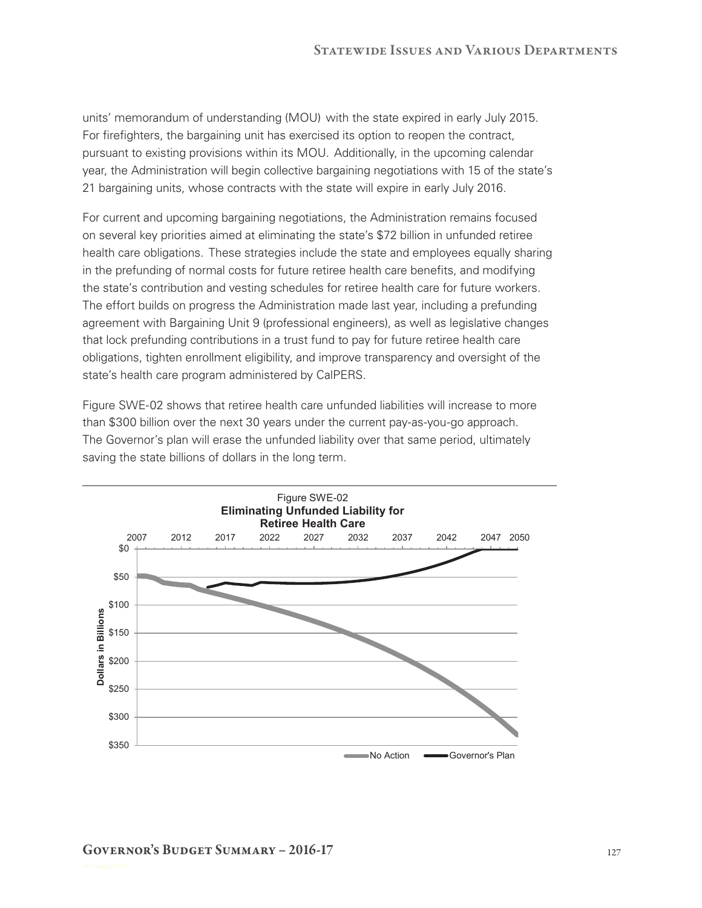units' memorandum of understanding (MOU) with the state expired in early July 2015. For firefighters, the bargaining unit has exercised its option to reopen the contract, pursuant to existing provisions within its MOU. Additionally, in the upcoming calendar year, the Administration will begin collective bargaining negotiations with 15 of the state's 21 bargaining units, whose contracts with the state will expire in early July 2016.

For current and upcoming bargaining negotiations, the Administration remains focused on several key priorities aimed at eliminating the state's $72 billion in unfunded retiree health care obligations. These strategies include the state and employees equally sharing in the prefunding of normal costs for future retiree health care benefits, and modifying the state's contribution and vesting schedules for retiree health care for future workers. The effort builds on progress the Administration made last year, including a prefunding agreement with Bargaining Unit 9 (professional engineers), as well as legislative changes that lock prefunding contributions in a trust fund to pay for future retiree health care obligations, tighten enrollment eligibility, and improve transparency and oversight of the state's health care program administered by CalPERS.

Figure SWE-02 shows that retiree health care unfunded liabilities will increase to more than $300 billion over the next 30 years under the current pay-as-you-go approach. The Governor's plan will erase the unfunded liability over that same period, ultimately saving the state billions of dollars in the long term.

Figure SWE-02
**Eliminating Unfunded Liability for Retiree Health Care**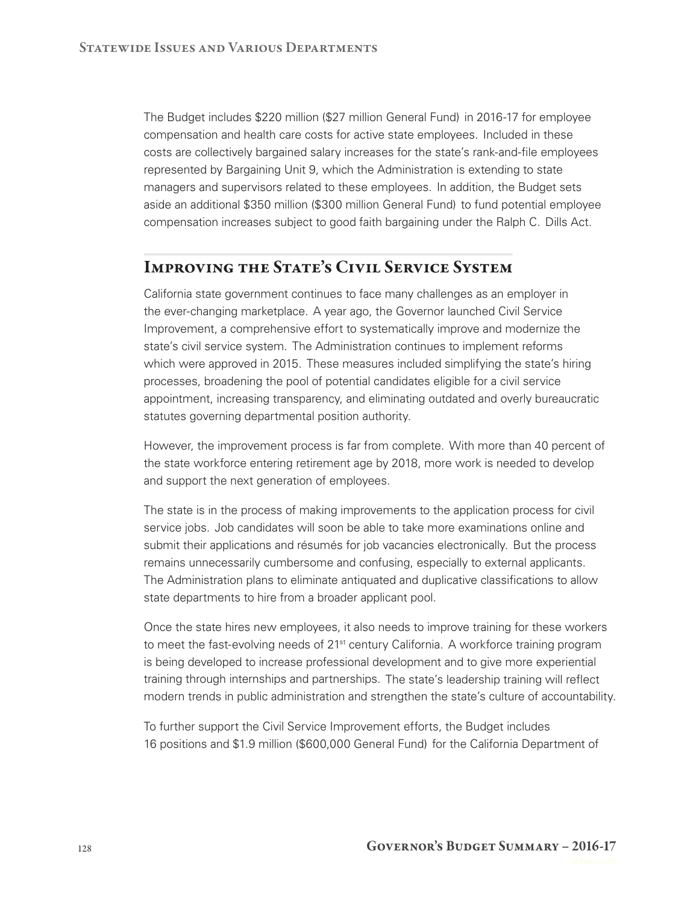The Budget includes $220 million ($27 million General Fund) in 2016-17 for employee compensation and health care costs for active state employees. Included in these costs are collectively bargained salary increases for the state's rank-and-file employees represented by Bargaining Unit 9, which the Administration is extending to state managers and supervisors related to these employees. In addition, the Budget sets aside an additional $350 million ($300 million General Fund) to fund potential employee compensation increases subject to good faith bargaining under the Ralph C. Dills Act.

## Improving the State's Civil Service System

California state government continues to face many challenges as an employer in the ever-changing marketplace. A year ago, the Governor launched Civil Service Improvement, a comprehensive effort to systematically improve and modernize the state's civil service system. The Administration continues to implement reforms which were approved in 2015. These measures included simplifying the state's hiring processes, broadening the pool of potential candidates eligible for a civil service appointment, increasing transparency, and eliminating outdated and overly bureaucratic statutes governing departmental position authority.

However, the improvement process is far from complete. With more than 40 percent of the state workforce entering retirement age by 2018, more work is needed to develop and support the next generation of employees.

The state is in the process of making improvements to the application process for civil service jobs. Job candidates will soon be able to take more examinations online and submit their applications and résumés for job vacancies electronically. But the process remains unnecessarily cumbersome and confusing, especially to external applicants. The Administration plans to eliminate antiquated and duplicative classifications to allow state departments to hire from a broader applicant pool.

Once the state hires new employees, it also needs to improve training for these workers to meet the fast-evolving needs of 21st century California. A workforce training program is being developed to increase professional development and to give more experiential training through internships and partnerships. The state's leadership training will reflect modern trends in public administration and strengthen the state's culture of accountability.

To further support the Civil Service Improvement efforts, the Budget includes 16 positions and $1.9 million ($600,000 General Fund) for the California Department of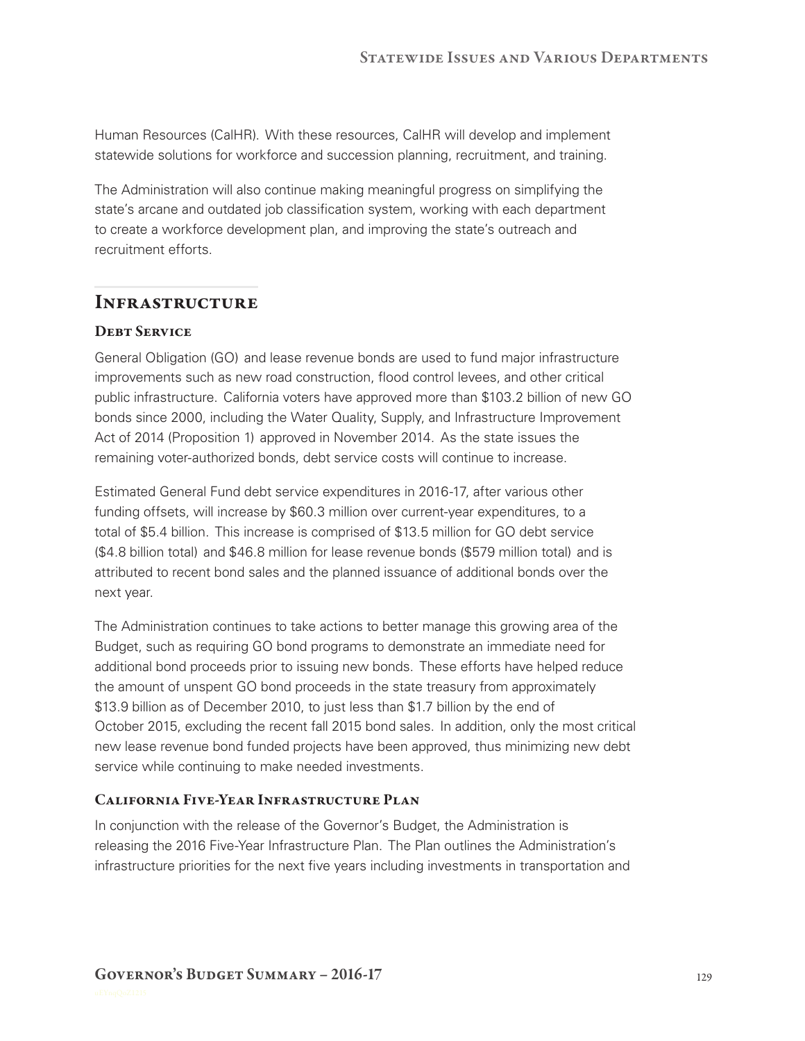Human Resources (CalHR). With these resources, CalHR will develop and implement statewide solutions for workforce and succession planning, recruitment, and training.

The Administration will also continue making meaningful progress on simplifying the state's arcane and outdated job classification system, working with each department to create a workforce development plan, and improving the state's outreach and recruitment efforts.

## Infrastructure

### Debt Service

General Obligation (GO) and lease revenue bonds are used to fund major infrastructure improvements such as new road construction, flood control levees, and other critical public infrastructure. California voters have approved more than $103.2 billion of new GO bonds since 2000, including the Water Quality, Supply, and Infrastructure Improvement Act of 2014 (Proposition 1) approved in November 2014. As the state issues the remaining voter-authorized bonds, debt service costs will continue to increase.

Estimated General Fund debt service expenditures in 2016-17, after various other funding offsets, will increase by $60.3 million over current-year expenditures, to a total of $5.4 billion. This increase is comprised of $13.5 million for GO debt service ($4.8 billion total) and $46.8 million for lease revenue bonds ($579 million total) and is attributed to recent bond sales and the planned issuance of additional bonds over the next year.

The Administration continues to take actions to better manage this growing area of the Budget, such as requiring GO bond programs to demonstrate an immediate need for additional bond proceeds prior to issuing new bonds. These efforts have helped reduce the amount of unspent GO bond proceeds in the state treasury from approximately $13.9 billion as of December 2010, to just less than $1.7 billion by the end of October 2015, excluding the recent fall 2015 bond sales. In addition, only the most critical new lease revenue bond funded projects have been approved, thus minimizing new debt service while continuing to make needed investments.

### California Five-Year Infrastructure Plan

In conjunction with the release of the Governor's Budget, the Administration is releasing the 2016 Five-Year Infrastructure Plan. The Plan outlines the Administration's infrastructure priorities for the next five years including investments in transportation and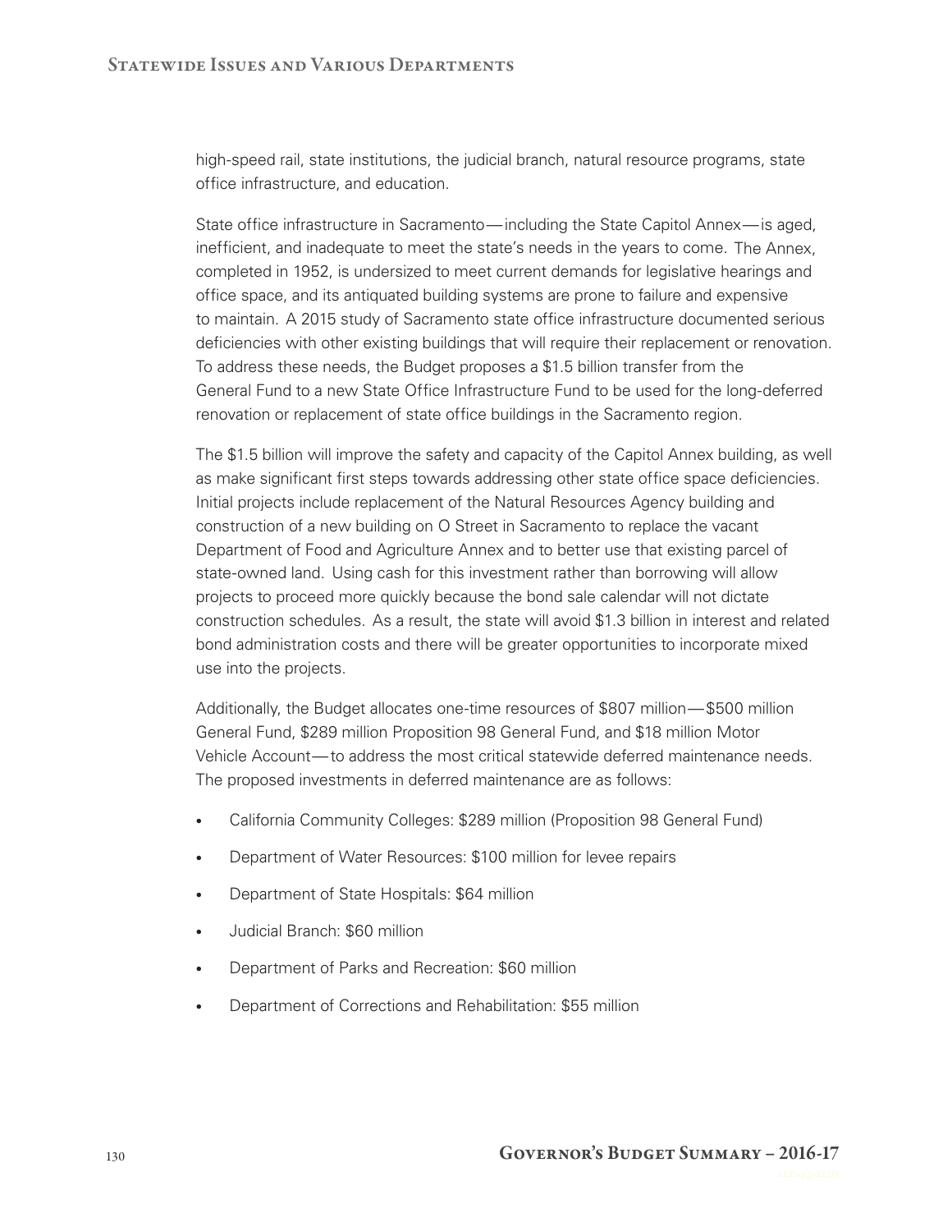high-speed rail, state institutions, the judicial branch, natural resource programs, state office infrastructure, and education.

State office infrastructure in Sacramento — including the State Capitol Annex — is aged, inefficient, and inadequate to meet the state's needs in the years to come. The Annex, completed in 1952, is undersized to meet current demands for legislative hearings and office space, and its antiquated building systems are prone to failure and expensive to maintain. A 2015 study of Sacramento state office infrastructure documented serious deficiencies with other existing buildings that will require their replacement or renovation. To address these needs, the Budget proposes a $1.5 billion transfer from the General Fund to a new State Office Infrastructure Fund to be used for the long-deferred renovation or replacement of state office buildings in the Sacramento region.

The $1.5 billion will improve the safety and capacity of the Capitol Annex building, as well as make significant first steps towards addressing other state office space deficiencies. Initial projects include replacement of the Natural Resources Agency building and construction of a new building on O Street in Sacramento to replace the vacant Department of Food and Agriculture Annex and to better use that existing parcel of state-owned land. Using cash for this investment rather than borrowing will allow projects to proceed more quickly because the bond sale calendar will not dictate construction schedules. As a result, the state will avoid $1.3 billion in interest and related bond administration costs and there will be greater opportunities to incorporate mixed use into the projects.

Additionally, the Budget allocates one-time resources of $807 million — $500 million General Fund, $289 million Proposition 98 General Fund, and $18 million Motor Vehicle Account — to address the most critical statewide deferred maintenance needs. The proposed investments in deferred maintenance are as follows:

- California Community Colleges: $289 million (Proposition 98 General Fund)
- Department of Water Resources: $100 million for levee repairs
- Department of State Hospitals: $64 million
- Judicial Branch: $60 million
- Department of Parks and Recreation: $60 million
- Department of Corrections and Rehabilitation: $55 million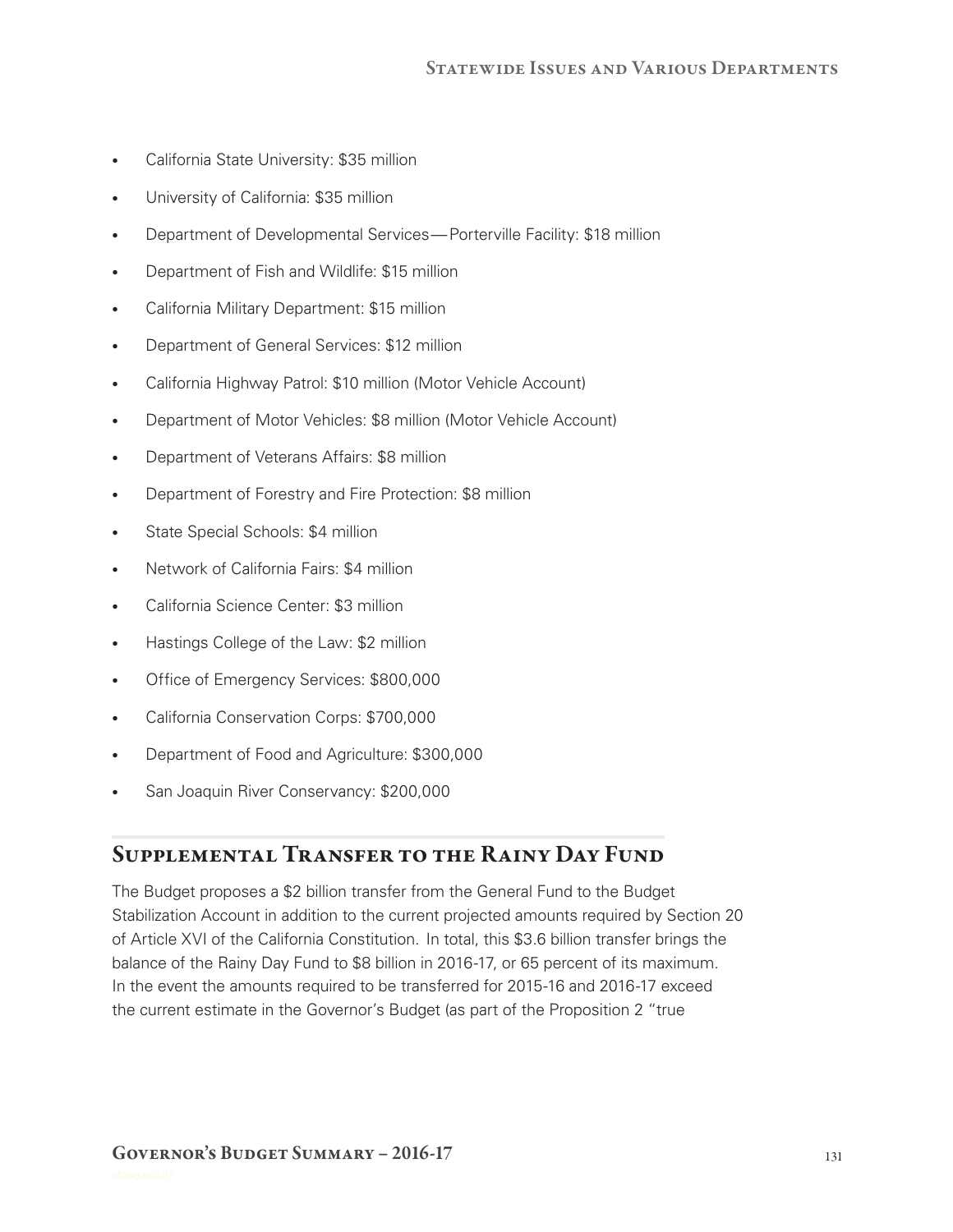- California State University: $35 million
- University of California: $35 million
- Department of Developmental Services—Porterville Facility: $18 million
- Department of Fish and Wildlife: $15 million
- California Military Department: $15 million
- Department of General Services: $12 million
- California Highway Patrol: $10 million (Motor Vehicle Account)
- Department of Motor Vehicles: $8 million (Motor Vehicle Account)
- Department of Veterans Affairs: $8 million
- Department of Forestry and Fire Protection: $8 million
- State Special Schools: $4 million
- Network of California Fairs: $4 million
- California Science Center: $3 million
- Hastings College of the Law: $2 million
- Office of Emergency Services: $800,000
- California Conservation Corps: $700,000
- Department of Food and Agriculture: $300,000
- San Joaquin River Conservancy: $200,000

## Supplemental Transfer to the Rainy Day Fund

The Budget proposes a $2 billion transfer from the General Fund to the Budget Stabilization Account in addition to the current projected amounts required by Section 20 of Article XVI of the California Constitution. In total, this $3.6 billion transfer brings the balance of the Rainy Day Fund to $8 billion in 2016-17, or 65 percent of its maximum. In the event the amounts required to be transferred for 2015-16 and 2016-17 exceed the current estimate in the Governor's Budget (as part of the Proposition 2 "true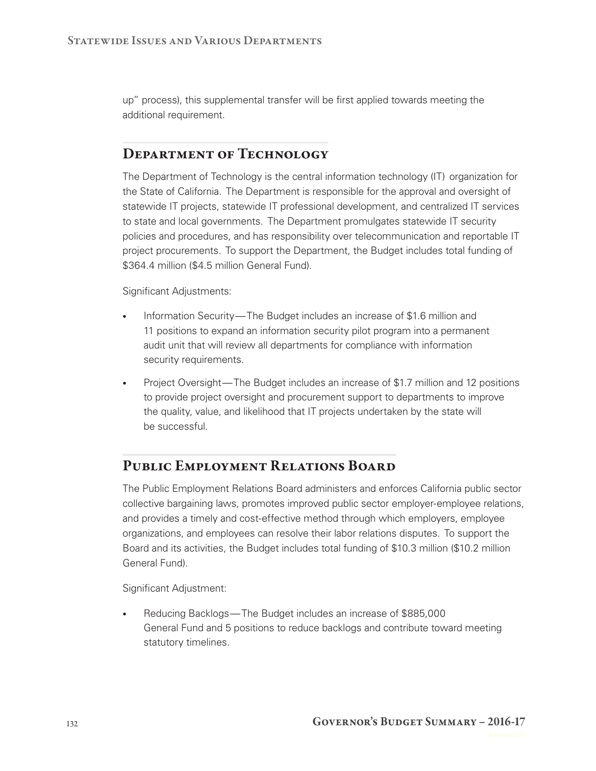up" process), this supplemental transfer will be first applied towards meeting the additional requirement.

## Department of Technology

The Department of Technology is the central information technology (IT) organization for the State of California. The Department is responsible for the approval and oversight of statewide IT projects, statewide IT professional development, and centralized IT services to state and local governments. The Department promulgates statewide IT security policies and procedures, and has responsibility over telecommunication and reportable IT project procurements. To support the Department, the Budget includes total funding of $364.4 million ($4.5 million General Fund).

Significant Adjustments:

- Information Security—The Budget includes an increase of $1.6 million and 11 positions to expand an information security pilot program into a permanent audit unit that will review all departments for compliance with information security requirements.
- Project Oversight—The Budget includes an increase of $1.7 million and 12 positions to provide project oversight and procurement support to departments to improve the quality, value, and likelihood that IT projects undertaken by the state will be successful.

## Public Employment Relations Board

The Public Employment Relations Board administers and enforces California public sector collective bargaining laws, promotes improved public sector employer-employee relations, and provides a timely and cost-effective method through which employers, employee organizations, and employees can resolve their labor relations disputes. To support the Board and its activities, the Budget includes total funding of $10.3 million ($10.2 million General Fund).

Significant Adjustment:

- Reducing Backlogs—The Budget includes an increase of $885,000 General Fund and 5 positions to reduce backlogs and contribute toward meeting statutory timelines.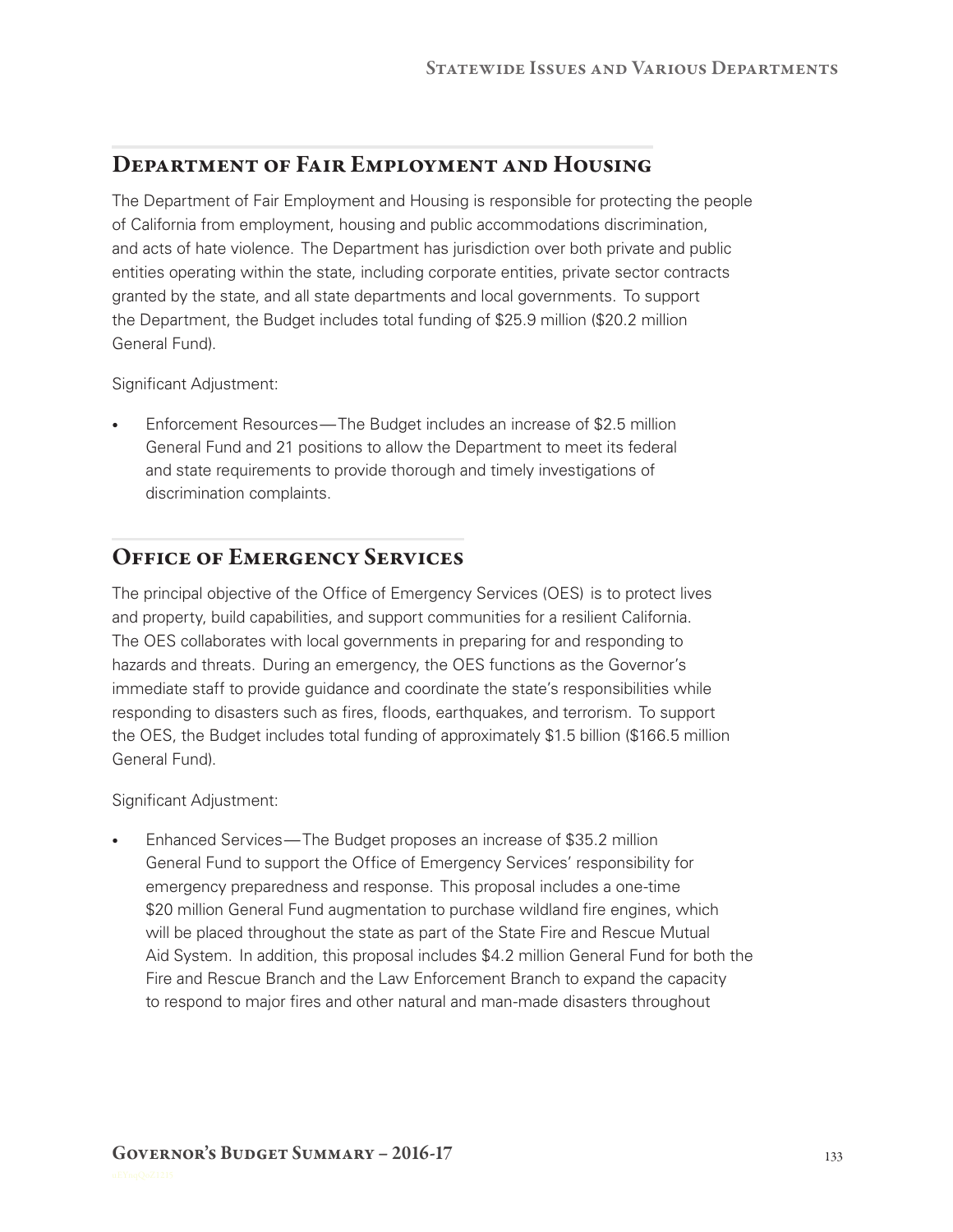## Department of Fair Employment and Housing

The Department of Fair Employment and Housing is responsible for protecting the people of California from employment, housing and public accommodations discrimination, and acts of hate violence. The Department has jurisdiction over both private and public entities operating within the state, including corporate entities, private sector contracts granted by the state, and all state departments and local governments. To support the Department, the Budget includes total funding of $25.9 million ($20.2 million General Fund).

Significant Adjustment:

- Enforcement Resources—The Budget includes an increase of $2.5 million General Fund and 21 positions to allow the Department to meet its federal and state requirements to provide thorough and timely investigations of discrimination complaints.

## Office of Emergency Services

The principal objective of the Office of Emergency Services (OES) is to protect lives and property, build capabilities, and support communities for a resilient California. The OES collaborates with local governments in preparing for and responding to hazards and threats. During an emergency, the OES functions as the Governor's immediate staff to provide guidance and coordinate the state's responsibilities while responding to disasters such as fires, floods, earthquakes, and terrorism. To support the OES, the Budget includes total funding of approximately $1.5 billion ($166.5 million General Fund).

Significant Adjustment:

- Enhanced Services—The Budget proposes an increase of $35.2 million General Fund to support the Office of Emergency Services' responsibility for emergency preparedness and response. This proposal includes a one-time $20 million General Fund augmentation to purchase wildland fire engines, which will be placed throughout the state as part of the State Fire and Rescue Mutual Aid System. In addition, this proposal includes $4.2 million General Fund for both the Fire and Rescue Branch and the Law Enforcement Branch to expand the capacity to respond to major fires and other natural and man-made disasters throughout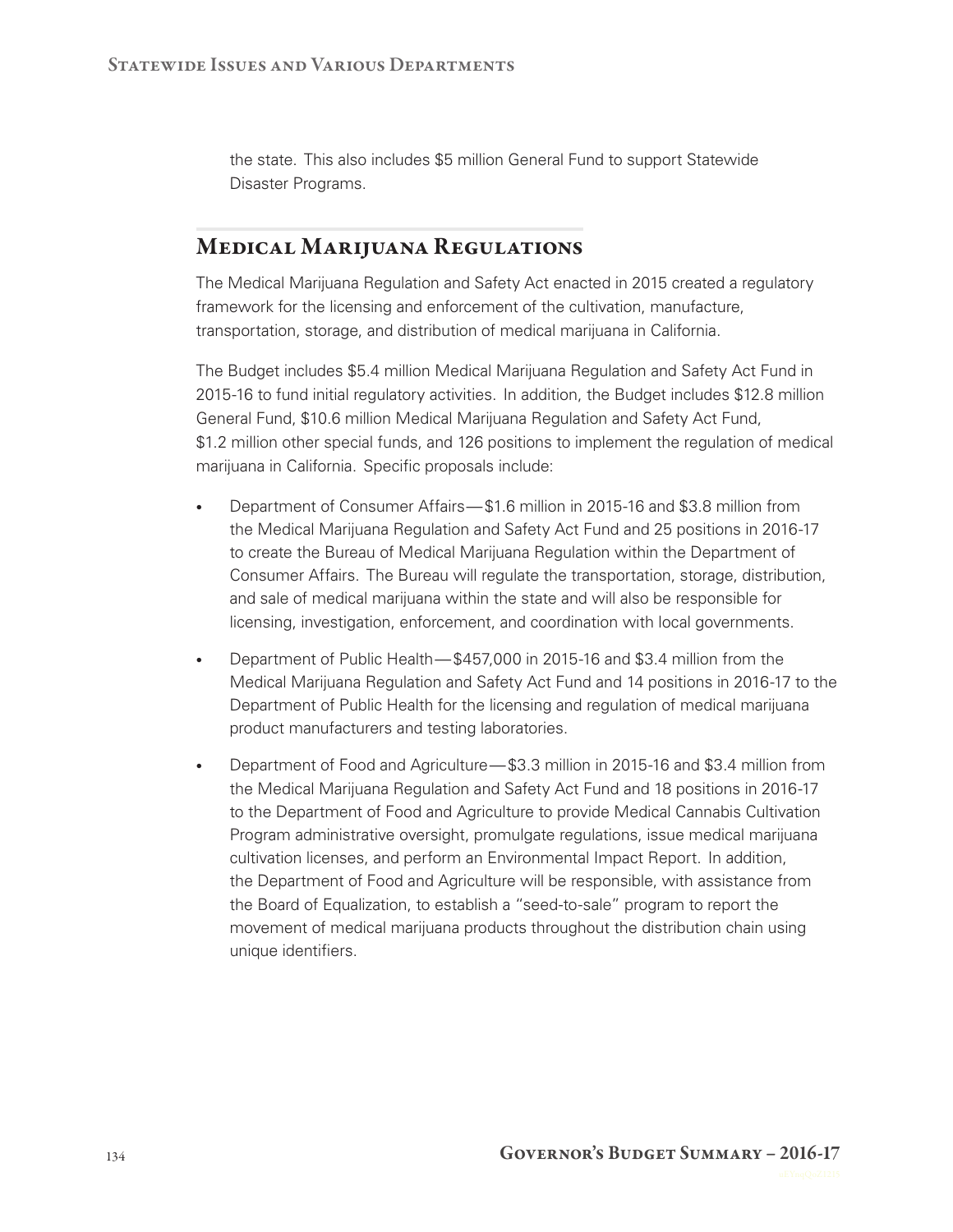the state. This also includes $5 million General Fund to support Statewide Disaster Programs.

## Medical Marijuana Regulations

The Medical Marijuana Regulation and Safety Act enacted in 2015 created a regulatory framework for the licensing and enforcement of the cultivation, manufacture, transportation, storage, and distribution of medical marijuana in California.

The Budget includes $5.4 million Medical Marijuana Regulation and Safety Act Fund in 2015-16 to fund initial regulatory activities. In addition, the Budget includes $12.8 million General Fund, $10.6 million Medical Marijuana Regulation and Safety Act Fund, $1.2 million other special funds, and 126 positions to implement the regulation of medical marijuana in California. Specific proposals include:

- Department of Consumer Affairs—$1.6 million in 2015-16 and $3.8 million from the Medical Marijuana Regulation and Safety Act Fund and 25 positions in 2016-17 to create the Bureau of Medical Marijuana Regulation within the Department of Consumer Affairs. The Bureau will regulate the transportation, storage, distribution, and sale of medical marijuana within the state and will also be responsible for licensing, investigation, enforcement, and coordination with local governments.
- Department of Public Health—$457,000 in 2015-16 and $3.4 million from the Medical Marijuana Regulation and Safety Act Fund and 14 positions in 2016-17 to the Department of Public Health for the licensing and regulation of medical marijuana product manufacturers and testing laboratories.
- Department of Food and Agriculture—$3.3 million in 2015-16 and $3.4 million from the Medical Marijuana Regulation and Safety Act Fund and 18 positions in 2016-17 to the Department of Food and Agriculture to provide Medical Cannabis Cultivation Program administrative oversight, promulgate regulations, issue medical marijuana cultivation licenses, and perform an Environmental Impact Report. In addition, the Department of Food and Agriculture will be responsible, with assistance from the Board of Equalization, to establish a "seed-to-sale" program to report the movement of medical marijuana products throughout the distribution chain using unique identifiers.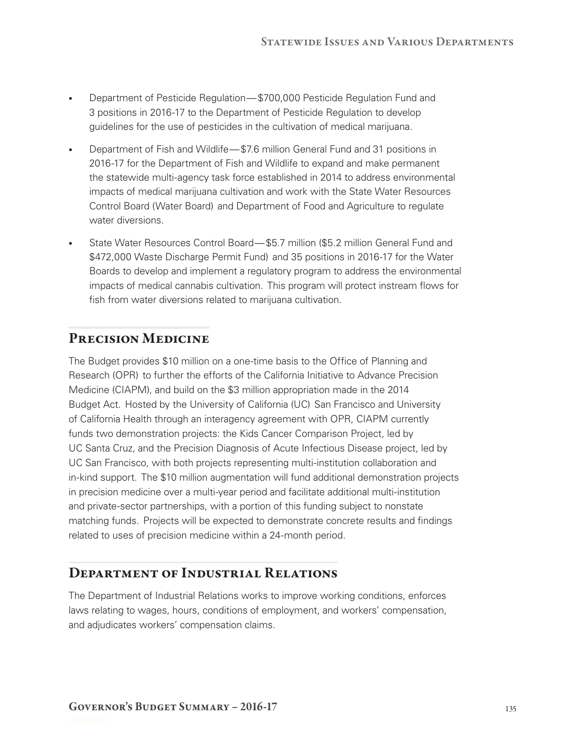- Department of Pesticide Regulation—$700,000 Pesticide Regulation Fund and 3 positions in 2016-17 to the Department of Pesticide Regulation to develop guidelines for the use of pesticides in the cultivation of medical marijuana.
- Department of Fish and Wildlife—$7.6 million General Fund and 31 positions in 2016-17 for the Department of Fish and Wildlife to expand and make permanent the statewide multi-agency task force established in 2014 to address environmental impacts of medical marijuana cultivation and work with the State Water Resources Control Board (Water Board) and Department of Food and Agriculture to regulate water diversions.
- State Water Resources Control Board—$5.7 million ($5.2 million General Fund and $472,000 Waste Discharge Permit Fund) and 35 positions in 2016-17 for the Water Boards to develop and implement a regulatory program to address the environmental impacts of medical cannabis cultivation. This program will protect instream flows for fish from water diversions related to marijuana cultivation.

## Precision Medicine

The Budget provides $10 million on a one-time basis to the Office of Planning and Research (OPR) to further the efforts of the California Initiative to Advance Precision Medicine (CIAPM), and build on the $3 million appropriation made in the 2014 Budget Act. Hosted by the University of California (UC) San Francisco and University of California Health through an interagency agreement with OPR, CIAPM currently funds two demonstration projects: the Kids Cancer Comparison Project, led by UC Santa Cruz, and the Precision Diagnosis of Acute Infectious Disease project, led by UC San Francisco, with both projects representing multi-institution collaboration and in-kind support. The $10 million augmentation will fund additional demonstration projects in precision medicine over a multi-year period and facilitate additional multi-institution and private-sector partnerships, with a portion of this funding subject to nonstate matching funds. Projects will be expected to demonstrate concrete results and findings related to uses of precision medicine within a 24-month period.

## Department of Industrial Relations

The Department of Industrial Relations works to improve working conditions, enforces laws relating to wages, hours, conditions of employment, and workers' compensation, and adjudicates workers' compensation claims.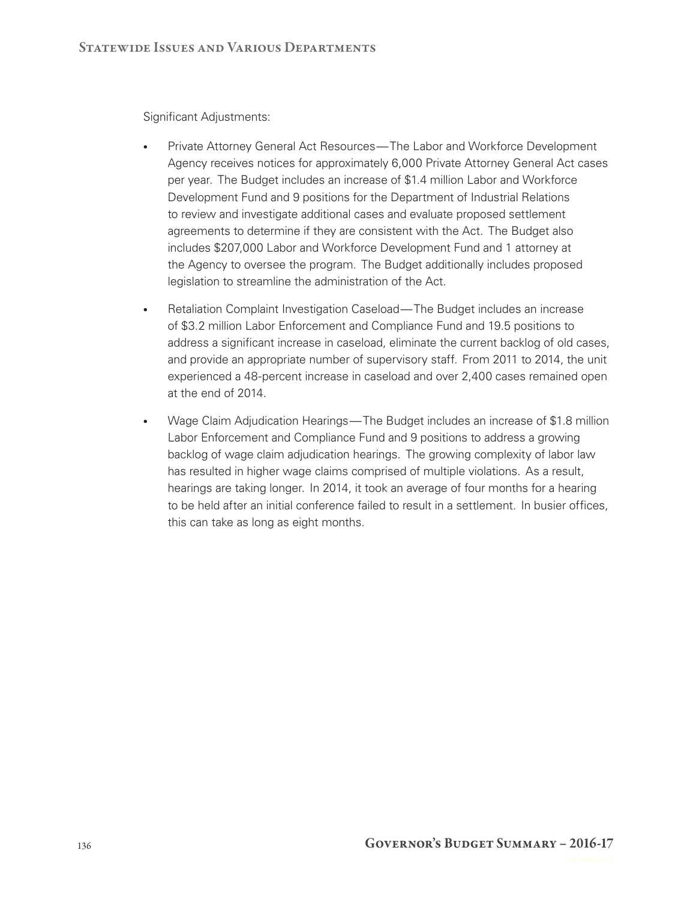Significant Adjustments:

- Private Attorney General Act Resources—The Labor and Workforce Development Agency receives notices for approximately 6,000 Private Attorney General Act cases per year. The Budget includes an increase of $1.4 million Labor and Workforce Development Fund and 9 positions for the Department of Industrial Relations to review and investigate additional cases and evaluate proposed settlement agreements to determine if they are consistent with the Act. The Budget also includes $207,000 Labor and Workforce Development Fund and 1 attorney at the Agency to oversee the program. The Budget additionally includes proposed legislation to streamline the administration of the Act.
- Retaliation Complaint Investigation Caseload—The Budget includes an increase of $3.2 million Labor Enforcement and Compliance Fund and 19.5 positions to address a significant increase in caseload, eliminate the current backlog of old cases, and provide an appropriate number of supervisory staff. From 2011 to 2014, the unit experienced a 48-percent increase in caseload and over 2,400 cases remained open at the end of 2014.
- Wage Claim Adjudication Hearings—The Budget includes an increase of $1.8 million Labor Enforcement and Compliance Fund and 9 positions to address a growing backlog of wage claim adjudication hearings. The growing complexity of labor law has resulted in higher wage claims comprised of multiple violations. As a result, hearings are taking longer. In 2014, it took an average of four months for a hearing to be held after an initial conference failed to result in a settlement. In busier offices, this can take as long as eight months.